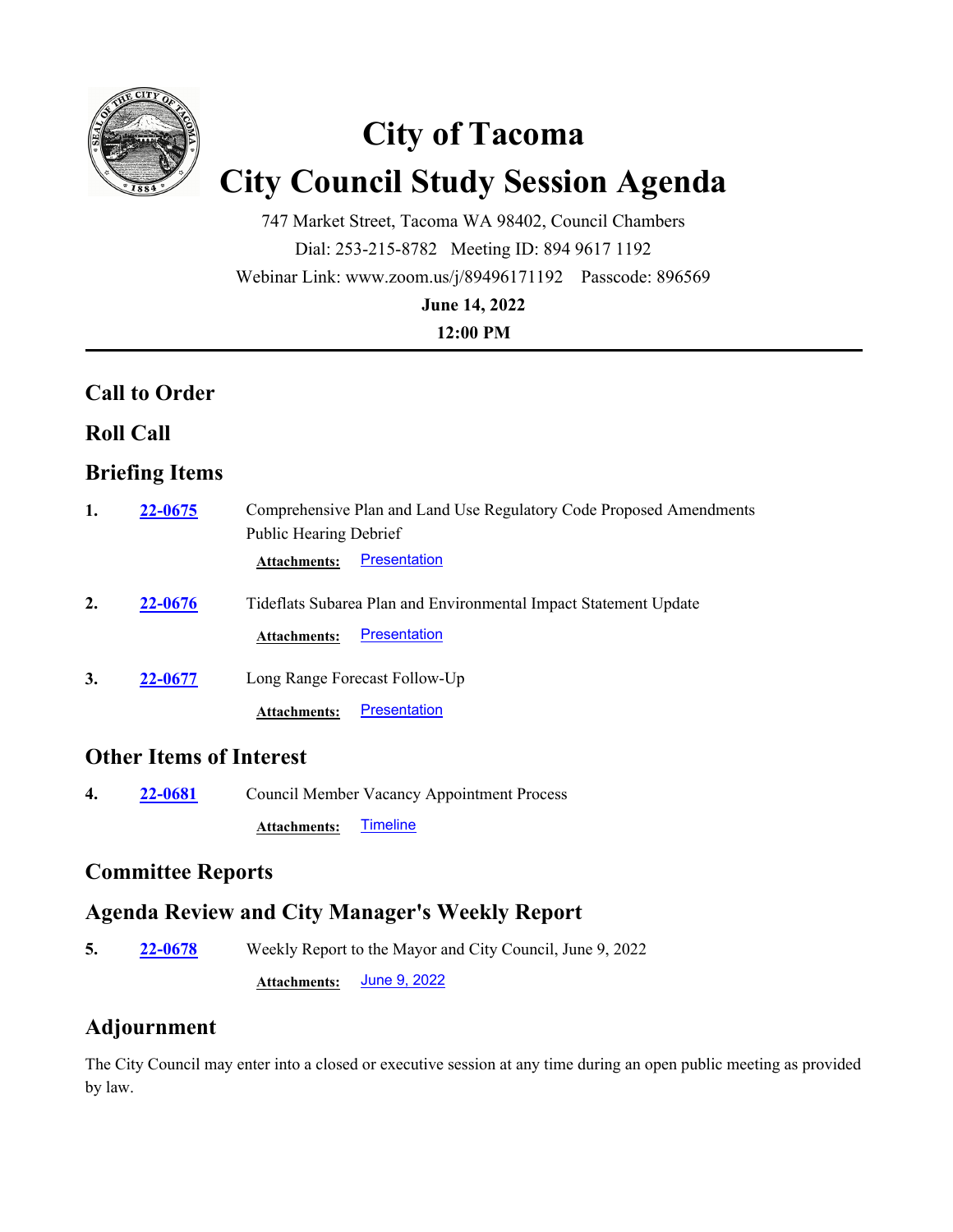# City of Tacoma

# City Council Study Session Agenda

747 Market Street, Tacoma WA 98402, Council Chambers

Dial: 253-215-8782 Meeting ID: 894 9617 1192

Webinar Link: www.zoom.us/j/89496171192 Passcode: 896569

**June 14, 2022**

**12:00 PM**

---

## Call to Order

## Roll Call

## Briefing Items

**1.** **22-0675** Comprehensive Plan and Land Use Regulatory Code Proposed Amendments Public Hearing Debrief

**Attachments:** Presentation

**2.** **22-0676** Tideflats Subarea Plan and Environmental Impact Statement Update

**Attachments:** Presentation

**3.** **22-0677** Long Range Forecast Follow-Up

**Attachments:** Presentation

## Other Items of Interest

**4.** **22-0681** Council Member Vacancy Appointment Process

**Attachments:** Timeline

## Committee Reports

## Agenda Review and City Manager's Weekly Report

**5.** **22-0678** Weekly Report to the Mayor and City Council, June 9, 2022

**Attachments:** June 9, 2022

## Adjournment

The City Council may enter into a closed or executive session at any time during an open public meeting as provided by law.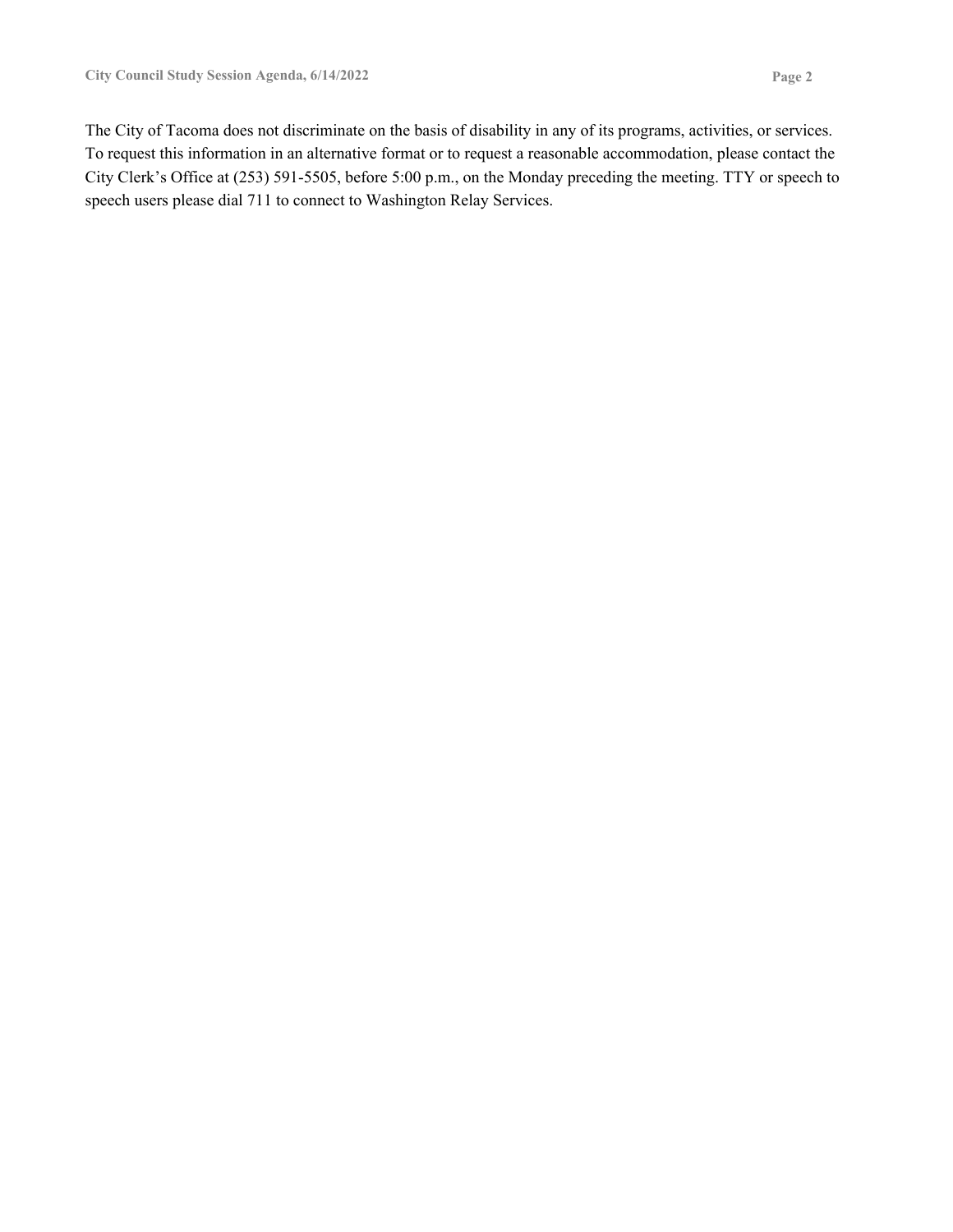The City of Tacoma does not discriminate on the basis of disability in any of its programs, activities, or services. To request this information in an alternative format or to request a reasonable accommodation, please contact the City Clerk's Office at (253) 591-5505, before 5:00 p.m., on the Monday preceding the meeting. TTY or speech to speech users please dial 711 to connect to Washington Relay Services.